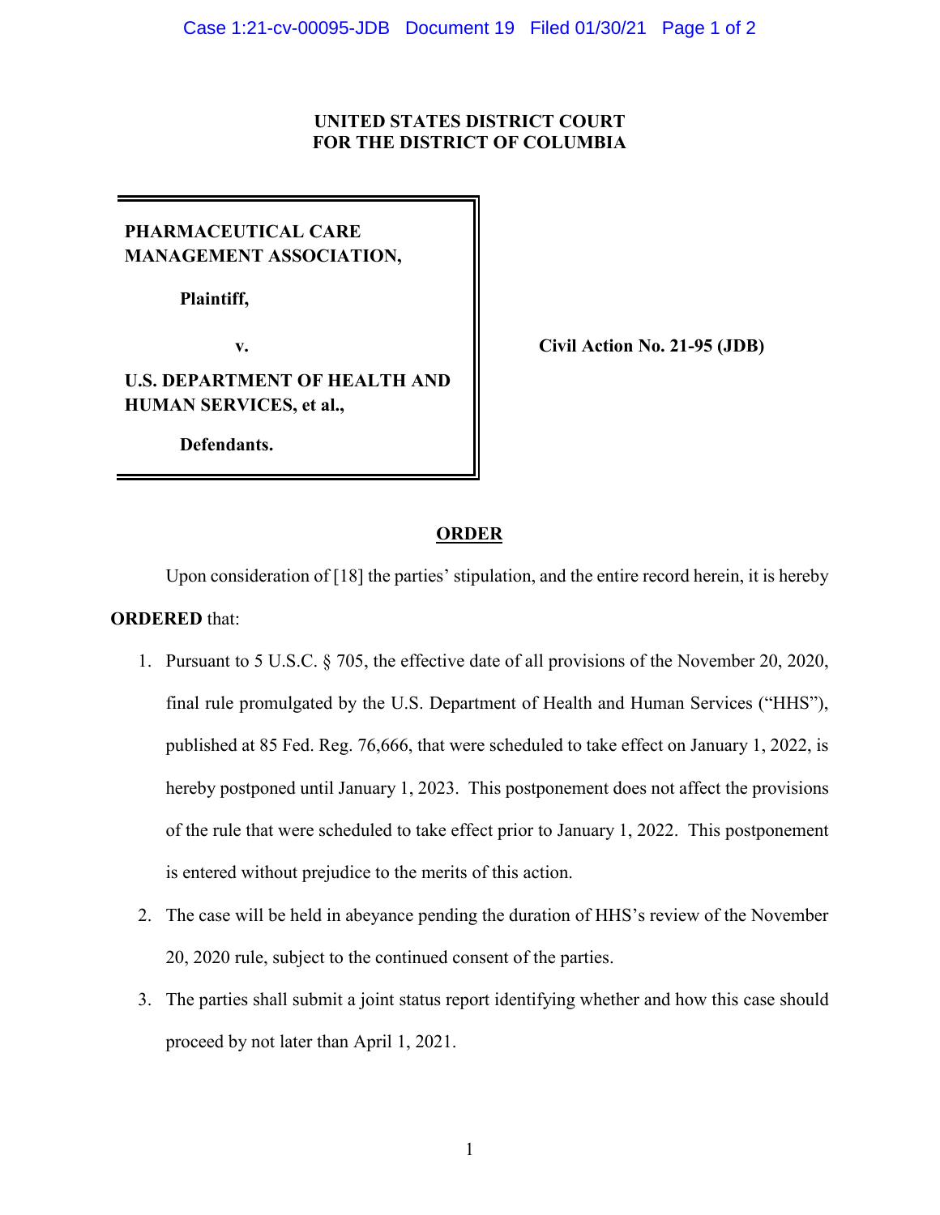**UNITED STATES DISTRICT COURT**
**FOR THE DISTRICT OF COLUMBIA**

| | |
|---|---|
| **PHARMACEUTICAL CARE MANAGEMENT ASSOCIATION,**<br><br>**Plaintiff,**<br><br>**v.**<br><br>**U.S. DEPARTMENT OF HEALTH AND HUMAN SERVICES, et al.,**<br><br>**Defendants.** | **Civil Action No. 21-95 (JDB)** |

## ORDER

Upon consideration of [18] the parties' stipulation, and the entire record herein, it is hereby **ORDERED** that:

1. Pursuant to 5 U.S.C. § 705, the effective date of all provisions of the November 20, 2020, final rule promulgated by the U.S. Department of Health and Human Services ("HHS"), published at 85 Fed. Reg. 76,666, that were scheduled to take effect on January 1, 2022, is hereby postponed until January 1, 2023. This postponement does not affect the provisions of the rule that were scheduled to take effect prior to January 1, 2022. This postponement is entered without prejudice to the merits of this action.
2. The case will be held in abeyance pending the duration of HHS's review of the November 20, 2020 rule, subject to the continued consent of the parties.
3. The parties shall submit a joint status report identifying whether and how this case should proceed by not later than April 1, 2021.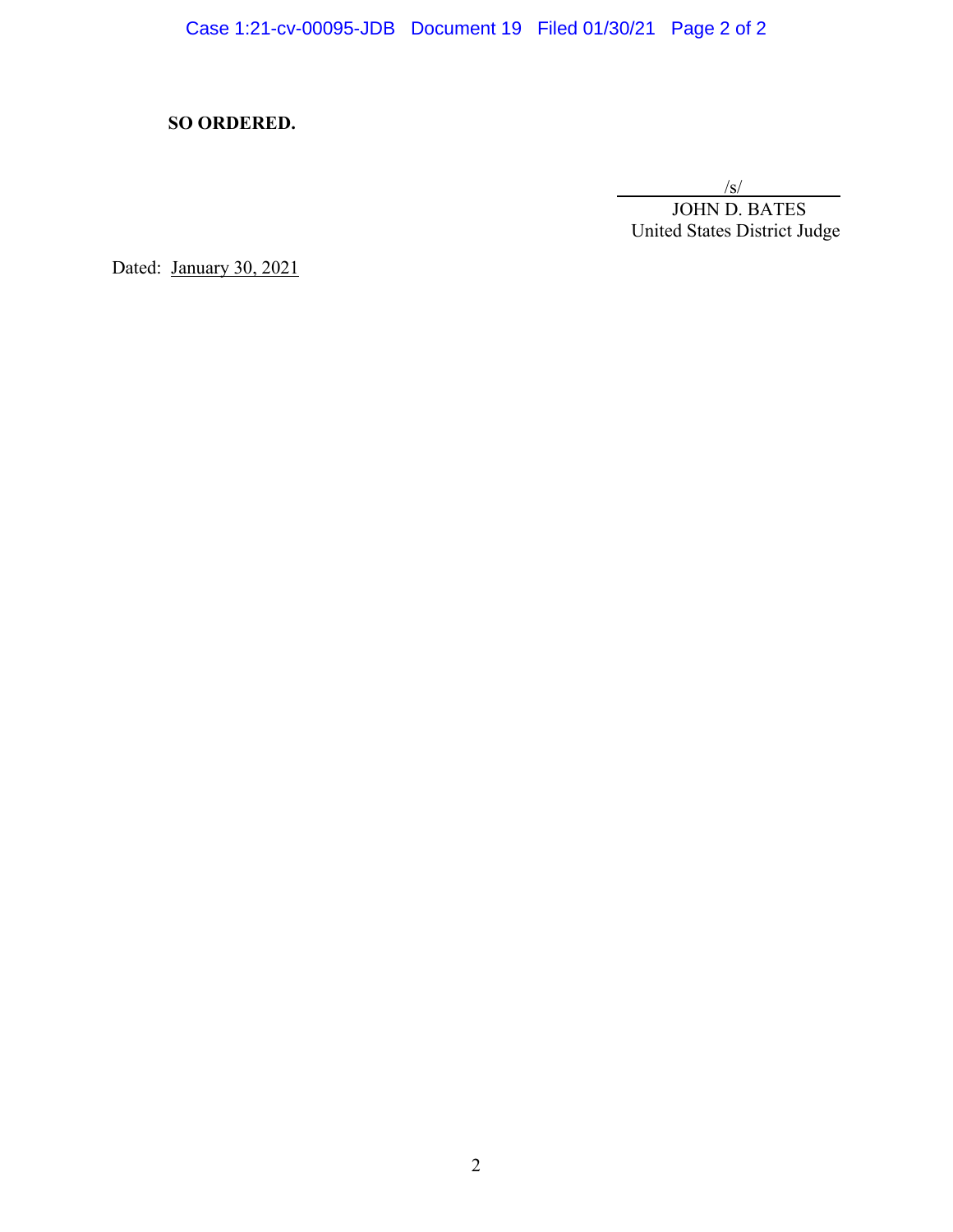**SO ORDERED.**

/s/
JOHN D. BATES
United States District Judge

Dated: January 30, 2021